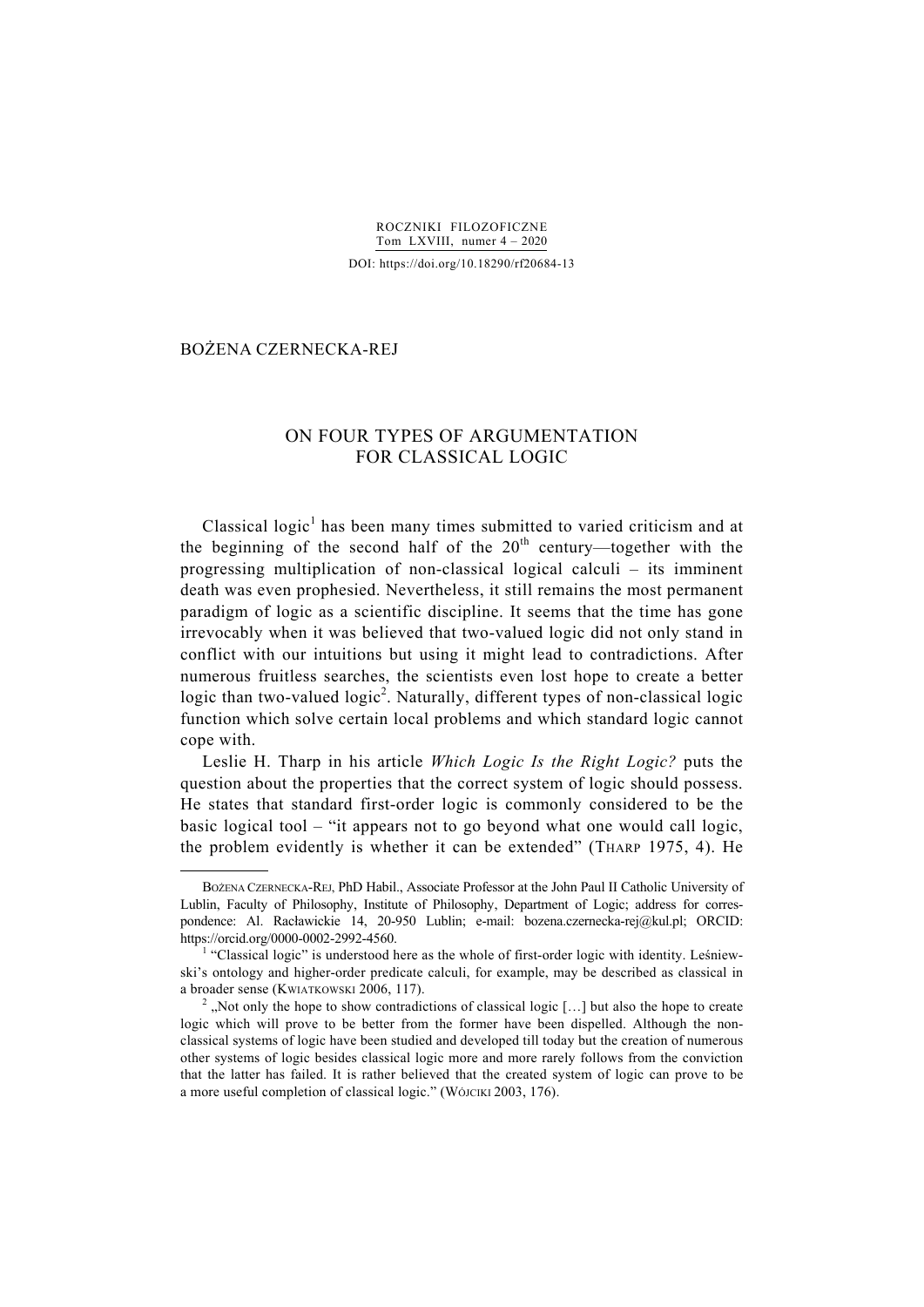ROCZNIKI FILOZOFICZNE
Tom LXVIII, numer 4 – 2020

DOI: https://doi.org/10.18290/rf20684-13

BOŻENA CZERNECKA-REJ

# ON FOUR TYPES OF ARGUMENTATION FOR CLASSICAL LOGIC

Classical logic[1] has been many times submitted to varied criticism and at the beginning of the second half of the 20th century—together with the progressing multiplication of non-classical logical calculi – its imminent death was even prophesied. Nevertheless, it still remains the most permanent paradigm of logic as a scientific discipline. It seems that the time has gone irrevocably when it was believed that two-valued logic did not only stand in conflict with our intuitions but using it might lead to contradictions. After numerous fruitless searches, the scientists even lost hope to create a better logic than two-valued logic[2]. Naturally, different types of non-classical logic function which solve certain local problems and which standard logic cannot cope with.

Leslie H. Tharp in his article *Which Logic Is the Right Logic?* puts the question about the properties that the correct system of logic should possess. He states that standard first-order logic is commonly considered to be the basic logical tool – "it appears not to go beyond what one would call logic, the problem evidently is whether it can be extended" (THARP 1975, 4). He

---

BOŻENA CZERNECKA-REJ, PhD Habil., Associate Professor at the John Paul II Catholic University of Lublin, Faculty of Philosophy, Institute of Philosophy, Department of Logic; address for correspondence: Al. Racławickie 14, 20-950 Lublin; e-mail: bozena.czernecka-rej@kul.pl; ORCID: https://orcid.org/0000-0002-2992-4560.

[1] "Classical logic" is understood here as the whole of first-order logic with identity. Leśniewski's ontology and higher-order predicate calculi, for example, may be described as classical in a broader sense (KWIATKOWSKI 2006, 117).

[2] „Not only the hope to show contradictions of classical logic […] but also the hope to create logic which will prove to be better from the former have been dispelled. Although the non-classical systems of logic have been studied and developed till today but the creation of numerous other systems of logic besides classical logic more and more rarely follows from the conviction that the latter has failed. It is rather believed that the created system of logic can prove to be a more useful completion of classical logic." (WÓJCIKI 2003, 176).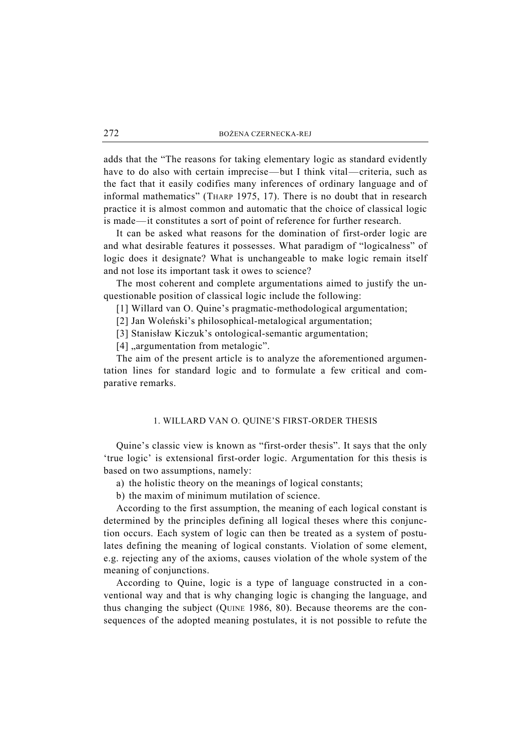adds that the "The reasons for taking elementary logic as standard evidently have to do also with certain imprecise—but I think vital—criteria, such as the fact that it easily codifies many inferences of ordinary language and of informal mathematics" (THARP 1975, 17). There is no doubt that in research practice it is almost common and automatic that the choice of classical logic is made—it constitutes a sort of point of reference for further research.

It can be asked what reasons for the domination of first-order logic are and what desirable features it possesses. What paradigm of "logicalness" of logic does it designate? What is unchangeable to make logic remain itself and not lose its important task it owes to science?

The most coherent and complete argumentations aimed to justify the unquestionable position of classical logic include the following:

[1] Willard van O. Quine's pragmatic-methodological argumentation;

[2] Jan Woleński's philosophical-metalogical argumentation;

[3] Stanisław Kiczuk's ontological-semantic argumentation;

[4] „argumentation from metalogic".

The aim of the present article is to analyze the aforementioned argumentation lines for standard logic and to formulate a few critical and comparative remarks.

## 1. WILLARD VAN O. QUINE'S FIRST-ORDER THESIS

Quine's classic view is known as "first-order thesis". It says that the only 'true logic' is extensional first-order logic. Argumentation for this thesis is based on two assumptions, namely:

a) the holistic theory on the meanings of logical constants;

b) the maxim of minimum mutilation of science.

According to the first assumption, the meaning of each logical constant is determined by the principles defining all logical theses where this conjunction occurs. Each system of logic can then be treated as a system of postulates defining the meaning of logical constants. Violation of some element, e.g. rejecting any of the axioms, causes violation of the whole system of the meaning of conjunctions.

According to Quine, logic is a type of language constructed in a conventional way and that is why changing logic is changing the language, and thus changing the subject (QUINE 1986, 80). Because theorems are the consequences of the adopted meaning postulates, it is not possible to refute the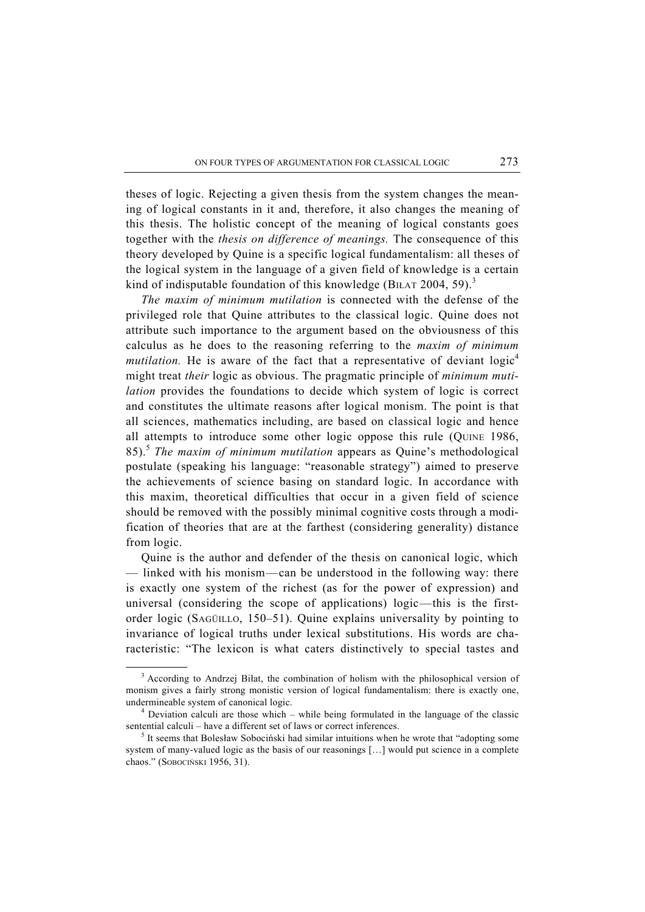theses of logic. Rejecting a given thesis from the system changes the meaning of logical constants in it and, therefore, it also changes the meaning of this thesis. The holistic concept of the meaning of logical constants goes together with the *thesis on difference of meanings.* The consequence of this theory developed by Quine is a specific logical fundamentalism: all theses of the logical system in the language of a given field of knowledge is a certain kind of indisputable foundation of this knowledge (BIŁAT 2004, 59).[3]

*The maxim of minimum mutilation* is connected with the defense of the privileged role that Quine attributes to the classical logic. Quine does not attribute such importance to the argument based on the obviousness of this calculus as he does to the reasoning referring to the *maxim of minimum mutilation.* He is aware of the fact that a representative of deviant logic[4] might treat *their* logic as obvious. The pragmatic principle of *minimum mutilation* provides the foundations to decide which system of logic is correct and constitutes the ultimate reasons after logical monism. The point is that all sciences, mathematics including, are based on classical logic and hence all attempts to introduce some other logic oppose this rule (QUINE 1986, 85).[5] *The maxim of minimum mutilation* appears as Quine's methodological postulate (speaking his language: "reasonable strategy") aimed to preserve the achievements of science basing on standard logic. In accordance with this maxim, theoretical difficulties that occur in a given field of science should be removed with the possibly minimal cognitive costs through a modification of theories that are at the farthest (considering generality) distance from logic.

Quine is the author and defender of the thesis on canonical logic, which — linked with his monism — can be understood in the following way: there is exactly one system of the richest (as for the power of expression) and universal (considering the scope of applications) logic — this is the first-order logic (SAGÜILLO, 150–51). Quine explains universality by pointing to invariance of logical truths under lexical substitutions. His words are characteristic: "The lexicon is what caters distinctively to special tastes and

---

[3] According to Andrzej Biłat, the combination of holism with the philosophical version of monism gives a fairly strong monistic version of logical fundamentalism: there is exactly one, undermineable system of canonical logic.

[4] Deviation calculi are those which – while being formulated in the language of the classic sentential calculi – have a different set of laws or correct inferences.

[5] It seems that Bolesław Sobociński had similar intuitions when he wrote that "adopting some system of many-valued logic as the basis of our reasonings […] would put science in a complete chaos." (SOBOCIŃSKI 1956, 31).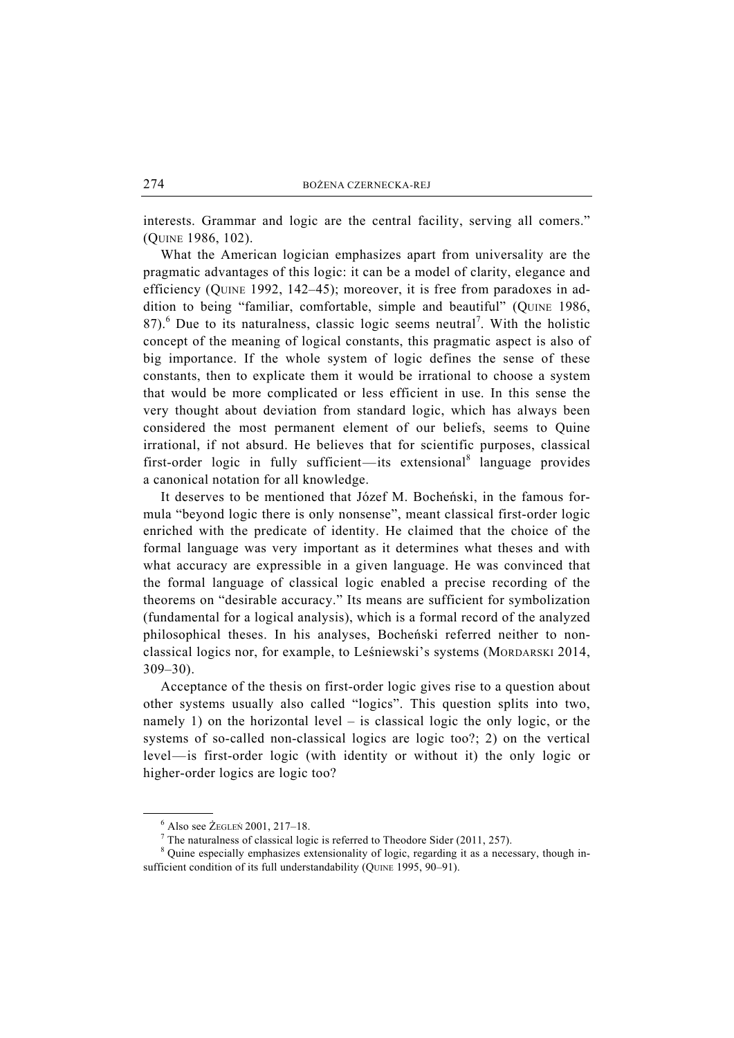interests. Grammar and logic are the central facility, serving all comers." (QUINE 1986, 102).

What the American logician emphasizes apart from universality are the pragmatic advantages of this logic: it can be a model of clarity, elegance and efficiency (QUINE 1992, 142–45); moreover, it is free from paradoxes in addition to being "familiar, comfortable, simple and beautiful" (QUINE 1986, 87).[6] Due to its naturalness, classic logic seems neutral[7]. With the holistic concept of the meaning of logical constants, this pragmatic aspect is also of big importance. If the whole system of logic defines the sense of these constants, then to explicate them it would be irrational to choose a system that would be more complicated or less efficient in use. In this sense the very thought about deviation from standard logic, which has always been considered the most permanent element of our beliefs, seems to Quine irrational, if not absurd. He believes that for scientific purposes, classical first-order logic in fully sufficient—its extensional[8] language provides a canonical notation for all knowledge.

It deserves to be mentioned that Józef M. Bocheński, in the famous formula "beyond logic there is only nonsense", meant classical first-order logic enriched with the predicate of identity. He claimed that the choice of the formal language was very important as it determines what theses and with what accuracy are expressible in a given language. He was convinced that the formal language of classical logic enabled a precise recording of the theorems on "desirable accuracy." Its means are sufficient for symbolization (fundamental for a logical analysis), which is a formal record of the analyzed philosophical theses. In his analyses, Bocheński referred neither to non-classical logics nor, for example, to Leśniewski's systems (MORDARSKI 2014, 309–30).

Acceptance of the thesis on first-order logic gives rise to a question about other systems usually also called "logics". This question splits into two, namely 1) on the horizontal level – is classical logic the only logic, or the systems of so-called non-classical logics are logic too?; 2) on the vertical level—is first-order logic (with identity or without it) the only logic or higher-order logics are logic too?

---

[6] Also see ŻEGLEŃ 2001, 217–18.

[7] The naturalness of classical logic is referred to Theodore Sider (2011, 257).

[8] Quine especially emphasizes extensionality of logic, regarding it as a necessary, though insufficient condition of its full understandability (QUINE 1995, 90–91).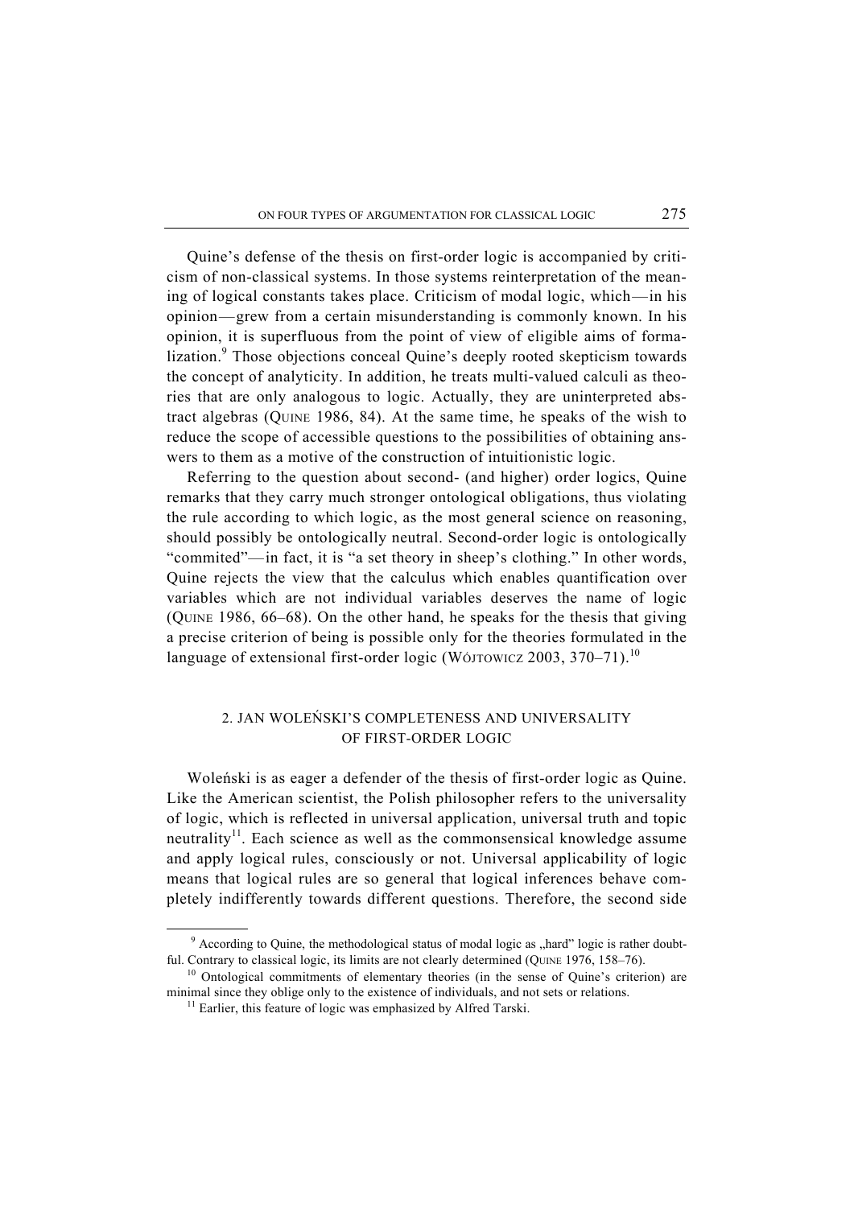Quine's defense of the thesis on first-order logic is accompanied by criticism of non-classical systems. In those systems reinterpretation of the meaning of logical constants takes place. Criticism of modal logic, which—in his opinion—grew from a certain misunderstanding is commonly known. In his opinion, it is superfluous from the point of view of eligible aims of formalization.[9] Those objections conceal Quine's deeply rooted skepticism towards the concept of analyticity. In addition, he treats multi-valued calculi as theories that are only analogous to logic. Actually, they are uninterpreted abstract algebras (QUINE 1986, 84). At the same time, he speaks of the wish to reduce the scope of accessible questions to the possibilities of obtaining answers to them as a motive of the construction of intuitionistic logic.

Referring to the question about second- (and higher) order logics, Quine remarks that they carry much stronger ontological obligations, thus violating the rule according to which logic, as the most general science on reasoning, should possibly be ontologically neutral. Second-order logic is ontologically "commited"—in fact, it is "a set theory in sheep's clothing." In other words, Quine rejects the view that the calculus which enables quantification over variables which are not individual variables deserves the name of logic (QUINE 1986, 66–68). On the other hand, he speaks for the thesis that giving a precise criterion of being is possible only for the theories formulated in the language of extensional first-order logic (WÓJTOWICZ 2003, 370–71).[10]

## 2. JAN WOLEŃSKI'S COMPLETENESS AND UNIVERSALITY OF FIRST-ORDER LOGIC

Woleński is as eager a defender of the thesis of first-order logic as Quine. Like the American scientist, the Polish philosopher refers to the universality of logic, which is reflected in universal application, universal truth and topic neutrality[11]. Each science as well as the commonsensical knowledge assume and apply logical rules, consciously or not. Universal applicability of logic means that logical rules are so general that logical inferences behave completely indifferently towards different questions. Therefore, the second side

---

[9] According to Quine, the methodological status of modal logic as „hard" logic is rather doubtful. Contrary to classical logic, its limits are not clearly determined (QUINE 1976, 158–76).

[10] Ontological commitments of elementary theories (in the sense of Quine's criterion) are minimal since they oblige only to the existence of individuals, and not sets or relations.

[11] Earlier, this feature of logic was emphasized by Alfred Tarski.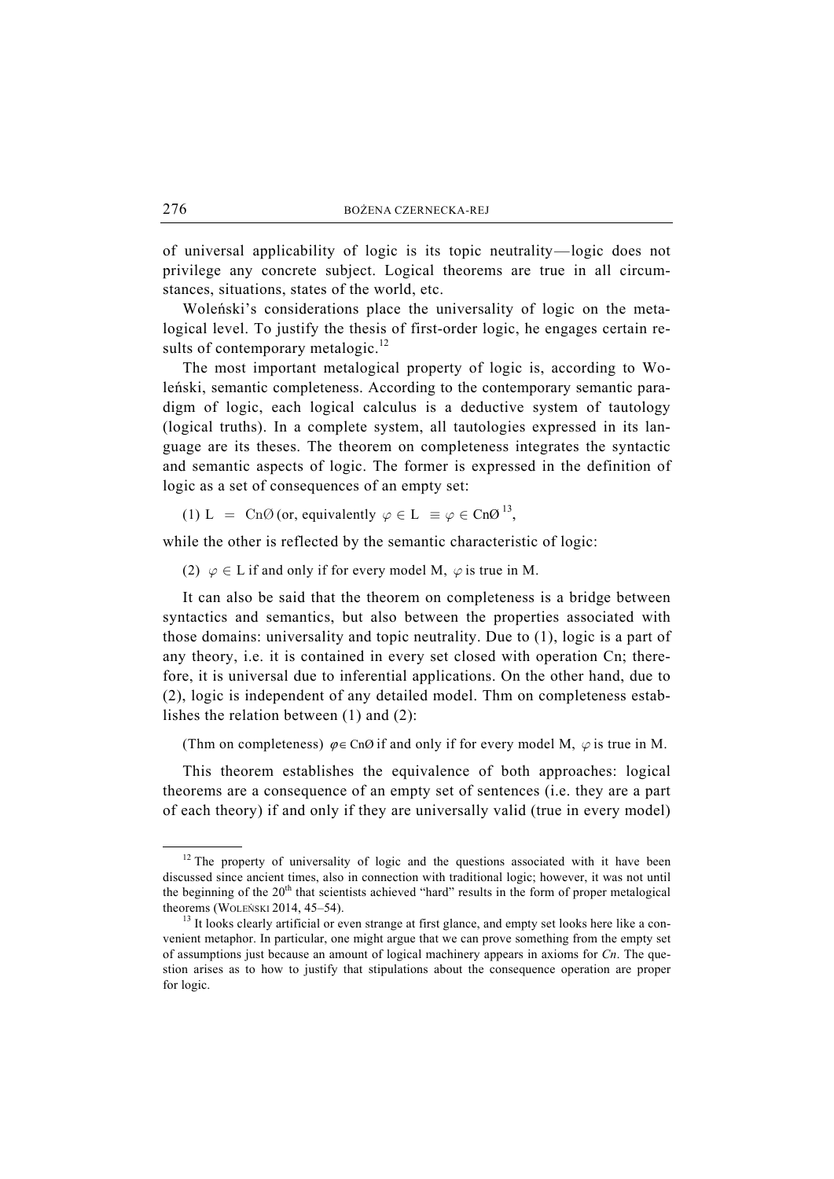of universal applicability of logic is its topic neutrality—logic does not privilege any concrete subject. Logical theorems are true in all circumstances, situations, states of the world, etc.

Woleński's considerations place the universality of logic on the metalogical level. To justify the thesis of first-order logic, he engages certain results of contemporary metalogic.[12]

The most important metalogical property of logic is, according to Woleński, semantic completeness. According to the contemporary semantic paradigm of logic, each logical calculus is a deductive system of tautology (logical truths). In a complete system, all tautologies expressed in its language are its theses. The theorem on completeness integrates the syntactic and semantic aspects of logic. The former is expressed in the definition of logic as a set of consequences of an empty set:

(1) $\mathrm{L} = \mathrm{Cn}\emptyset$ (or, equivalently $\varphi \in \mathrm{L} \equiv \varphi \in \mathrm{Cn}\emptyset$[13],

while the other is reflected by the semantic characteristic of logic:

(2) $\varphi \in \mathrm{L}$ if and only if for every model M, $\varphi$ is true in M.

It can also be said that the theorem on completeness is a bridge between syntactics and semantics, but also between the properties associated with those domains: universality and topic neutrality. Due to (1), logic is a part of any theory, i.e. it is contained in every set closed with operation Cn; therefore, it is universal due to inferential applications. On the other hand, due to (2), logic is independent of any detailed model. Thm on completeness establishes the relation between (1) and (2):

(Thm on completeness) $\varphi \in \mathrm{Cn}\emptyset$ if and only if for every model M, $\varphi$ is true in M.

This theorem establishes the equivalence of both approaches: logical theorems are a consequence of an empty set of sentences (i.e. they are a part of each theory) if and only if they are universally valid (true in every model)

---

[12] The property of universality of logic and the questions associated with it have been discussed since ancient times, also in connection with traditional logic; however, it was not until the beginning of the 20th that scientists achieved "hard" results in the form of proper metalogical theorems (WOLEŃSKI 2014, 45–54).

[13] It looks clearly artificial or even strange at first glance, and empty set looks here like a convenient metaphor. In particular, one might argue that we can prove something from the empty set of assumptions just because an amount of logical machinery appears in axioms for *Cn*. The question arises as to how to justify that stipulations about the consequence operation are proper for logic.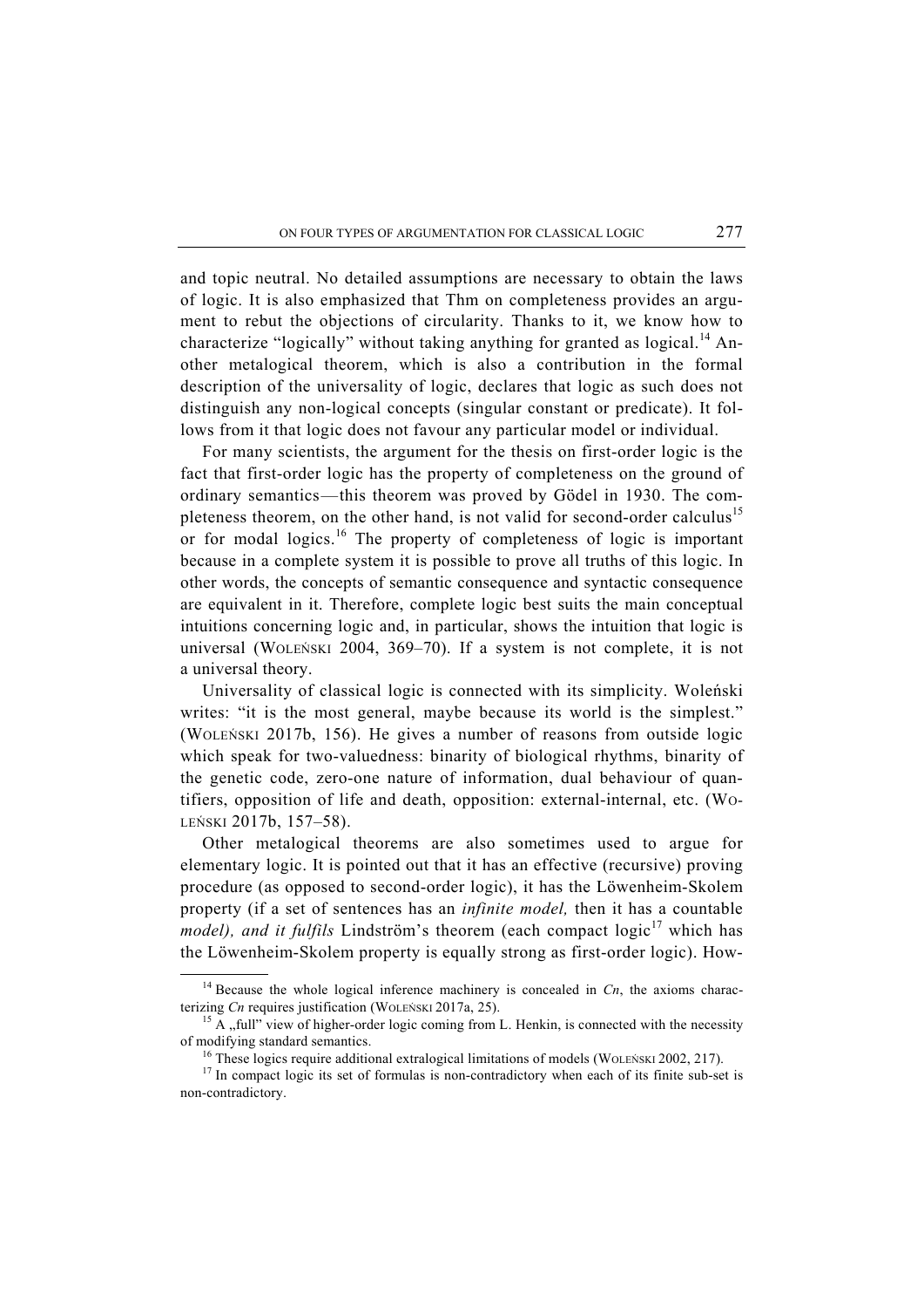and topic neutral. No detailed assumptions are necessary to obtain the laws of logic. It is also emphasized that Thm on completeness provides an argument to rebut the objections of circularity. Thanks to it, we know how to characterize "logically" without taking anything for granted as logical.[14] Another metalogical theorem, which is also a contribution in the formal description of the universality of logic, declares that logic as such does not distinguish any non-logical concepts (singular constant or predicate). It follows from it that logic does not favour any particular model or individual.

For many scientists, the argument for the thesis on first-order logic is the fact that first-order logic has the property of completeness on the ground of ordinary semantics—this theorem was proved by Gödel in 1930. The completeness theorem, on the other hand, is not valid for second-order calculus[15] or for modal logics.[16] The property of completeness of logic is important because in a complete system it is possible to prove all truths of this logic. In other words, the concepts of semantic consequence and syntactic consequence are equivalent in it. Therefore, complete logic best suits the main conceptual intuitions concerning logic and, in particular, shows the intuition that logic is universal (WOLEŃSKI 2004, 369–70). If a system is not complete, it is not a universal theory.

Universality of classical logic is connected with its simplicity. Woleński writes: "it is the most general, maybe because its world is the simplest." (WOLEŃSKI 2017b, 156). He gives a number of reasons from outside logic which speak for two-valuedness: binarity of biological rhythms, binarity of the genetic code, zero-one nature of information, dual behaviour of quantifiers, opposition of life and death, opposition: external-internal, etc. (WOLEŃSKI 2017b, 157–58).

Other metalogical theorems are also sometimes used to argue for elementary logic. It is pointed out that it has an effective (recursive) proving procedure (as opposed to second-order logic), it has the Löwenheim-Skolem property (if a set of sentences has an *infinite model,* then it has a countable *model), and it fulfils* Lindström's theorem (each compact logic[17] which has the Löwenheim-Skolem property is equally strong as first-order logic). How-

---

[14] Because the whole logical inference machinery is concealed in *Cn*, the axioms characterizing *Cn* requires justification (WOLEŃSKI 2017a, 25).

[15] A „full" view of higher-order logic coming from L. Henkin, is connected with the necessity of modifying standard semantics.

[16] These logics require additional extralogical limitations of models (WOLEŃSKI 2002, 217).

[17] In compact logic its set of formulas is non-contradictory when each of its finite sub-set is non-contradictory.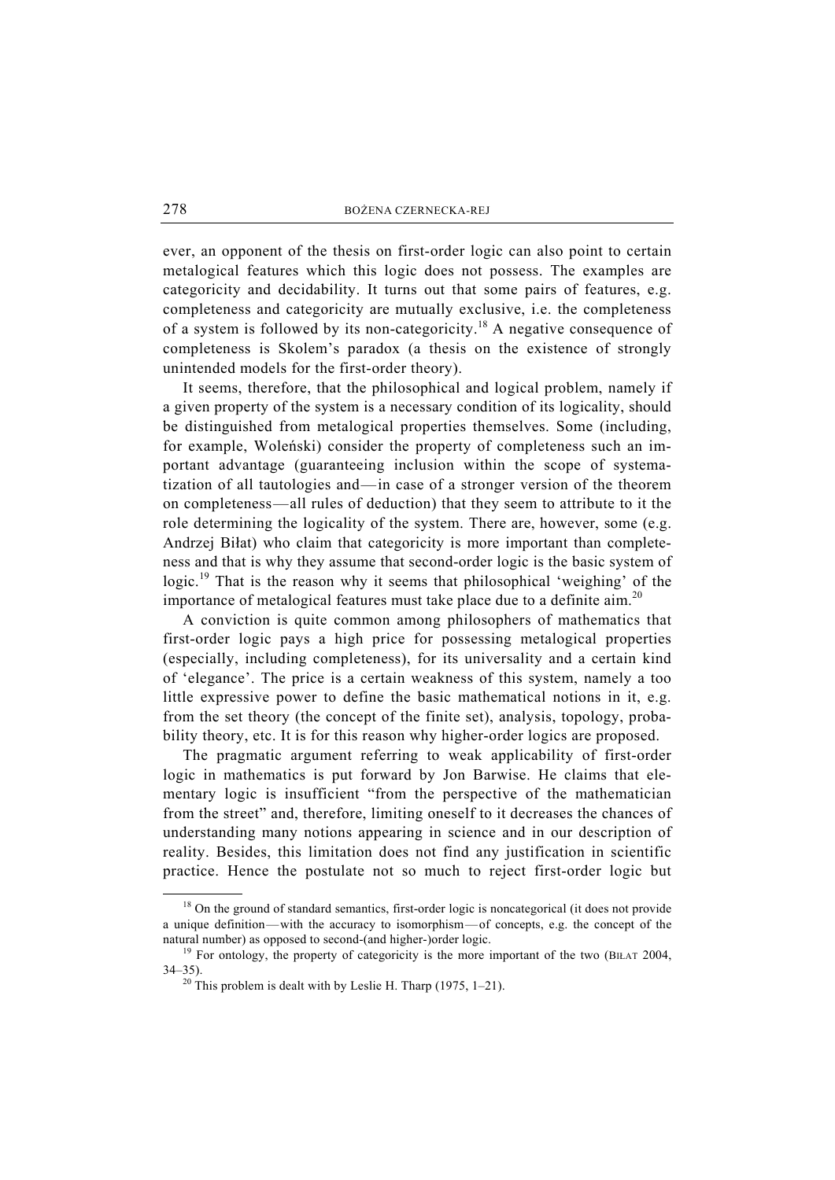ever, an opponent of the thesis on first-order logic can also point to certain metalogical features which this logic does not possess. The examples are categoricity and decidability. It turns out that some pairs of features, e.g. completeness and categoricity are mutually exclusive, i.e. the completeness of a system is followed by its non-categoricity.[18] A negative consequence of completeness is Skolem's paradox (a thesis on the existence of strongly unintended models for the first-order theory).

It seems, therefore, that the philosophical and logical problem, namely if a given property of the system is a necessary condition of its logicality, should be distinguished from metalogical properties themselves. Some (including, for example, Woleński) consider the property of completeness such an important advantage (guaranteeing inclusion within the scope of systematization of all tautologies and—in case of a stronger version of the theorem on completeness—all rules of deduction) that they seem to attribute to it the role determining the logicality of the system. There are, however, some (e.g. Andrzej Biłat) who claim that categoricity is more important than completeness and that is why they assume that second-order logic is the basic system of logic.[19] That is the reason why it seems that philosophical 'weighing' of the importance of metalogical features must take place due to a definite aim.[20]

A conviction is quite common among philosophers of mathematics that first-order logic pays a high price for possessing metalogical properties (especially, including completeness), for its universality and a certain kind of 'elegance'. The price is a certain weakness of this system, namely a too little expressive power to define the basic mathematical notions in it, e.g. from the set theory (the concept of the finite set), analysis, topology, probability theory, etc. It is for this reason why higher-order logics are proposed.

The pragmatic argument referring to weak applicability of first-order logic in mathematics is put forward by Jon Barwise. He claims that elementary logic is insufficient "from the perspective of the mathematician from the street" and, therefore, limiting oneself to it decreases the chances of understanding many notions appearing in science and in our description of reality. Besides, this limitation does not find any justification in scientific practice. Hence the postulate not so much to reject first-order logic but

---

[18] On the ground of standard semantics, first-order logic is noncategorical (it does not provide a unique definition—with the accuracy to isomorphism—of concepts, e.g. the concept of the natural number) as opposed to second-(and higher-)order logic.

[19] For ontology, the property of categoricity is the more important of the two (BIŁAT 2004, 34–35).

[20] This problem is dealt with by Leslie H. Tharp (1975, 1–21).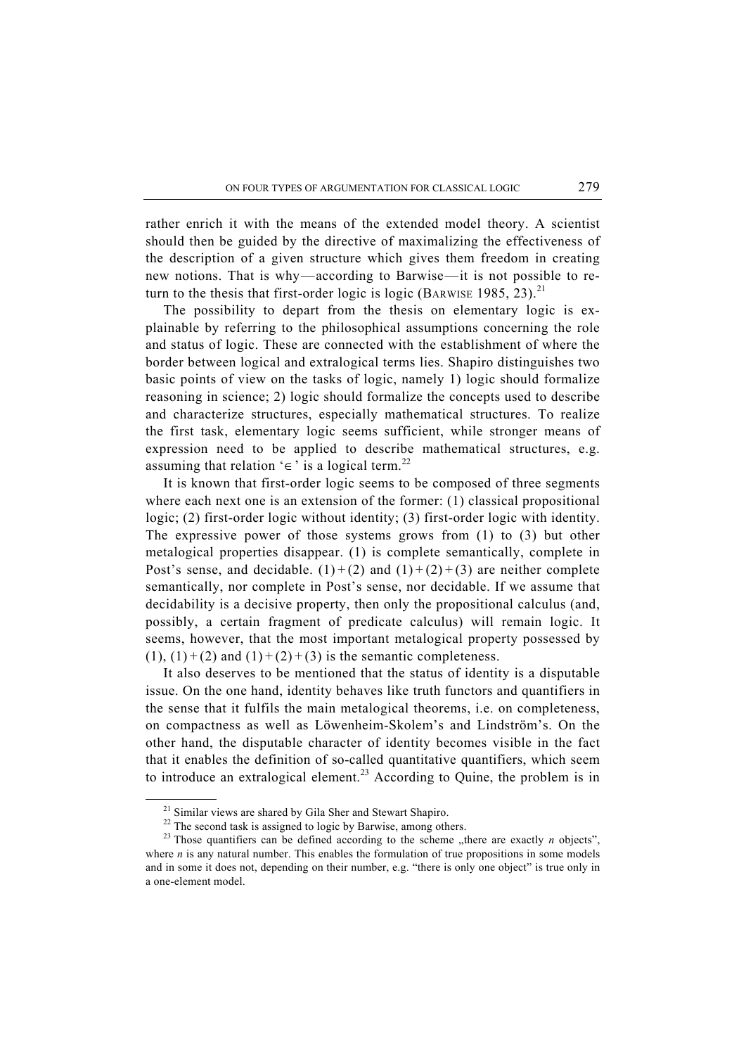rather enrich it with the means of the extended model theory. A scientist should then be guided by the directive of maximalizing the effectiveness of the description of a given structure which gives them freedom in creating new notions. That is why—according to Barwise—it is not possible to return to the thesis that first-order logic is logic (BARWISE 1985, 23).[21]

The possibility to depart from the thesis on elementary logic is explainable by referring to the philosophical assumptions concerning the role and status of logic. These are connected with the establishment of where the border between logical and extralogical terms lies. Shapiro distinguishes two basic points of view on the tasks of logic, namely 1) logic should formalize reasoning in science; 2) logic should formalize the concepts used to describe and characterize structures, especially mathematical structures. To realize the first task, elementary logic seems sufficient, while stronger means of expression need to be applied to describe mathematical structures, e.g. assuming that relation '$\in$' is a logical term.[22]

It is known that first-order logic seems to be composed of three segments where each next one is an extension of the former: (1) classical propositional logic; (2) first-order logic without identity; (3) first-order logic with identity. The expressive power of those systems grows from (1) to (3) but other metalogical properties disappear. (1) is complete semantically, complete in Post's sense, and decidable. (1) + (2) and (1) + (2) + (3) are neither complete semantically, nor complete in Post's sense, nor decidable. If we assume that decidability is a decisive property, then only the propositional calculus (and, possibly, a certain fragment of predicate calculus) will remain logic. It seems, however, that the most important metalogical property possessed by (1), (1) + (2) and (1) + (2) + (3) is the semantic completeness.

It also deserves to be mentioned that the status of identity is a disputable issue. On the one hand, identity behaves like truth functors and quantifiers in the sense that it fulfils the main metalogical theorems, i.e. on completeness, on compactness as well as Löwenheim-Skolem's and Lindström's. On the other hand, the disputable character of identity becomes visible in the fact that it enables the definition of so-called quantitative quantifiers, which seem to introduce an extralogical element.[23] According to Quine, the problem is in

---

[21] Similar views are shared by Gila Sher and Stewart Shapiro.

[22] The second task is assigned to logic by Barwise, among others.

[23] Those quantifiers can be defined according to the scheme „there are exactly $n$ objects", where $n$ is any natural number. This enables the formulation of true propositions in some models and in some it does not, depending on their number, e.g. "there is only one object" is true only in a one-element model.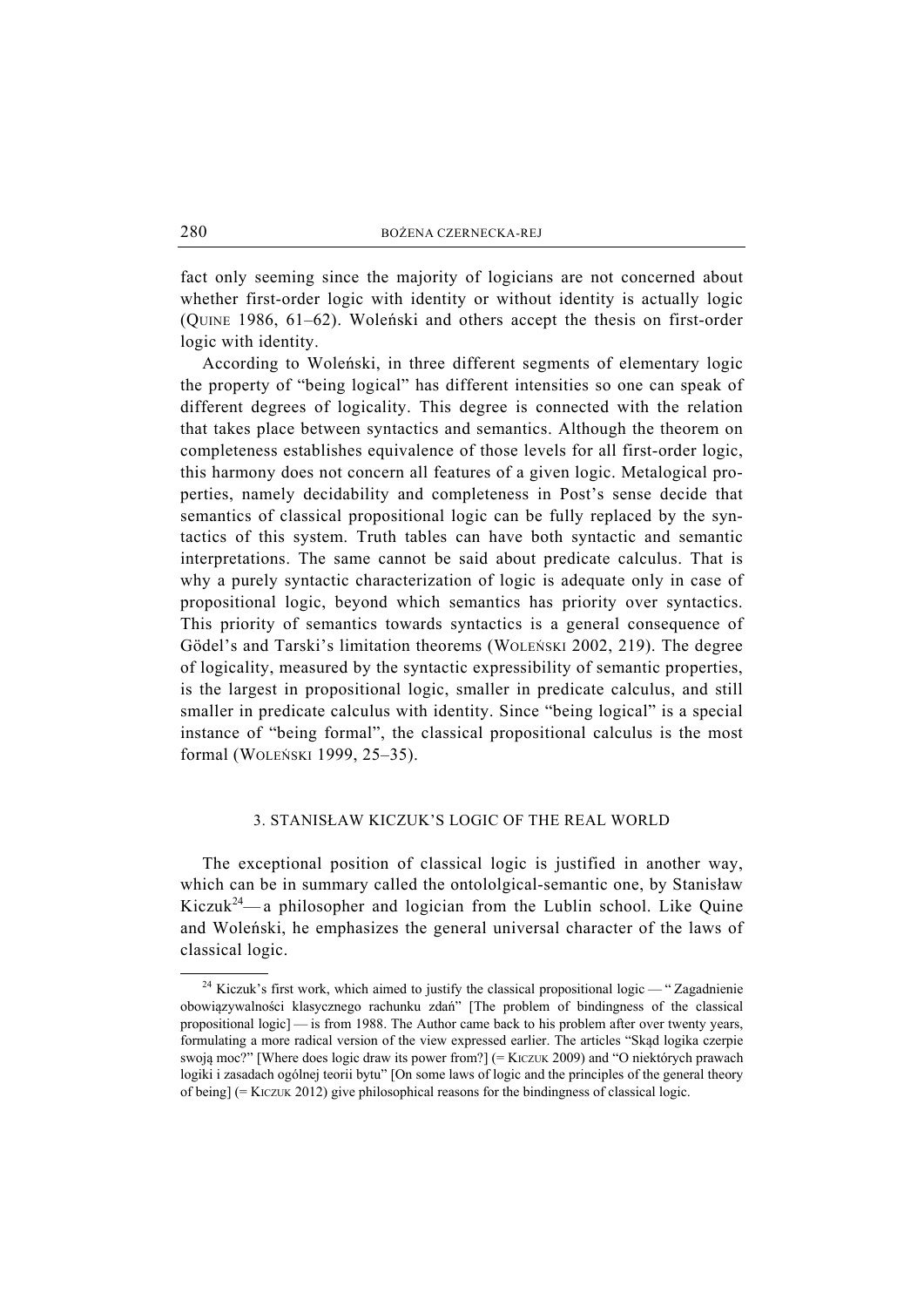fact only seeming since the majority of logicians are not concerned about whether first-order logic with identity or without identity is actually logic (Quine 1986, 61–62). Woleński and others accept the thesis on first-order logic with identity.

According to Woleński, in three different segments of elementary logic the property of "being logical" has different intensities so one can speak of different degrees of logicality. This degree is connected with the relation that takes place between syntactics and semantics. Although the theorem on completeness establishes equivalence of those levels for all first-order logic, this harmony does not concern all features of a given logic. Metalogical properties, namely decidability and completeness in Post's sense decide that semantics of classical propositional logic can be fully replaced by the syntactics of this system. Truth tables can have both syntactic and semantic interpretations. The same cannot be said about predicate calculus. That is why a purely syntactic characterization of logic is adequate only in case of propositional logic, beyond which semantics has priority over syntactics. This priority of semantics towards syntactics is a general consequence of Gödel's and Tarski's limitation theorems (Woleński 2002, 219). The degree of logicality, measured by the syntactic expressibility of semantic properties, is the largest in propositional logic, smaller in predicate calculus, and still smaller in predicate calculus with identity. Since "being logical" is a special instance of "being formal", the classical propositional calculus is the most formal (Woleński 1999, 25–35).

## 3. STANISŁAW KICZUK'S LOGIC OF THE REAL WORLD

The exceptional position of classical logic is justified in another way, which can be in summary called the ontololgical-semantic one, by Stanisław Kiczuk[24]— a philosopher and logician from the Lublin school. Like Quine and Woleński, he emphasizes the general universal character of the laws of classical logic.

[24] Kiczuk's first work, which aimed to justify the classical propositional logic — " Zagadnienie obowiązywalności klasycznego rachunku zdań" [The problem of bindingness of the classical propositional logic] — is from 1988. The Author came back to his problem after over twenty years, formulating a more radical version of the view expressed earlier. The articles "Skąd logika czerpie swoją moc?" [Where does logic draw its power from?] (= Kiczuk 2009) and "O niektórych prawach logiki i zasadach ogólnej teorii bytu" [On some laws of logic and the principles of the general theory of being] (= Kiczuk 2012) give philosophical reasons for the bindingness of classical logic.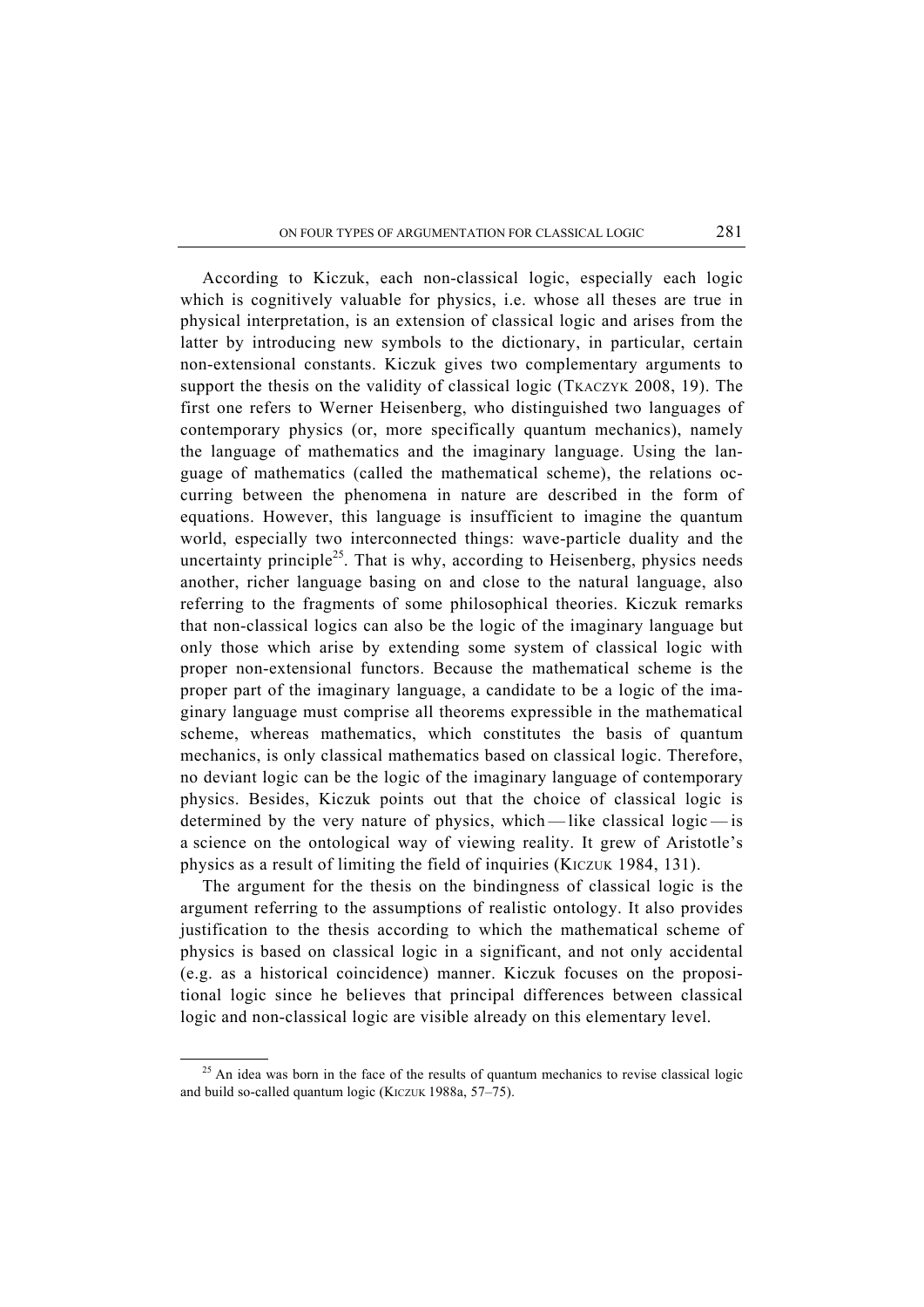According to Kiczuk, each non-classical logic, especially each logic which is cognitively valuable for physics, i.e. whose all theses are true in physical interpretation, is an extension of classical logic and arises from the latter by introducing new symbols to the dictionary, in particular, certain non-extensional constants. Kiczuk gives two complementary arguments to support the thesis on the validity of classical logic (TKACZYK 2008, 19). The first one refers to Werner Heisenberg, who distinguished two languages of contemporary physics (or, more specifically quantum mechanics), namely the language of mathematics and the imaginary language. Using the language of mathematics (called the mathematical scheme), the relations occurring between the phenomena in nature are described in the form of equations. However, this language is insufficient to imagine the quantum world, especially two interconnected things: wave-particle duality and the uncertainty principle[25]. That is why, according to Heisenberg, physics needs another, richer language basing on and close to the natural language, also referring to the fragments of some philosophical theories. Kiczuk remarks that non-classical logics can also be the logic of the imaginary language but only those which arise by extending some system of classical logic with proper non-extensional functors. Because the mathematical scheme is the proper part of the imaginary language, a candidate to be a logic of the imaginary language must comprise all theorems expressible in the mathematical scheme, whereas mathematics, which constitutes the basis of quantum mechanics, is only classical mathematics based on classical logic. Therefore, no deviant logic can be the logic of the imaginary language of contemporary physics. Besides, Kiczuk points out that the choice of classical logic is determined by the very nature of physics, which — like classical logic — is a science on the ontological way of viewing reality. It grew of Aristotle's physics as a result of limiting the field of inquiries (KICZUK 1984, 131).

The argument for the thesis on the bindingness of classical logic is the argument referring to the assumptions of realistic ontology. It also provides justification to the thesis according to which the mathematical scheme of physics is based on classical logic in a significant, and not only accidental (e.g. as a historical coincidence) manner. Kiczuk focuses on the propositional logic since he believes that principal differences between classical logic and non-classical logic are visible already on this elementary level.

[25] An idea was born in the face of the results of quantum mechanics to revise classical logic and build so-called quantum logic (KICZUK 1988a, 57–75).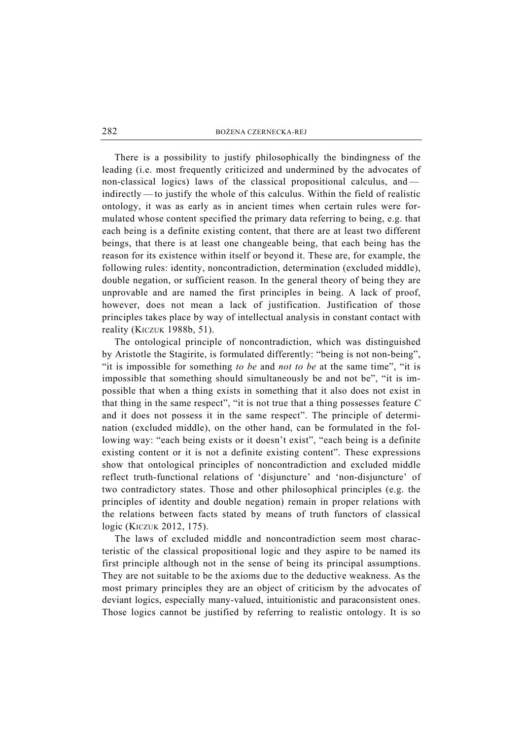There is a possibility to justify philosophically the bindingness of the leading (i.e. most frequently criticized and undermined by the advocates of non-classical logics) laws of the classical propositional calculus, and — indirectly — to justify the whole of this calculus. Within the field of realistic ontology, it was as early as in ancient times when certain rules were formulated whose content specified the primary data referring to being, e.g. that each being is a definite existing content, that there are at least two different beings, that there is at least one changeable being, that each being has the reason for its existence within itself or beyond it. These are, for example, the following rules: identity, noncontradiction, determination (excluded middle), double negation, or sufficient reason. In the general theory of being they are unprovable and are named the first principles in being. A lack of proof, however, does not mean a lack of justification. Justification of those principles takes place by way of intellectual analysis in constant contact with reality (KICZUK 1988b, 51).

The ontological principle of noncontradiction, which was distinguished by Aristotle the Stagirite, is formulated differently: "being is not non-being", "it is impossible for something *to be* and *not to be* at the same time", "it is impossible that something should simultaneously be and not be", "it is impossible that when a thing exists in something that it also does not exist in that thing in the same respect", "it is not true that a thing possesses feature *C* and it does not possess it in the same respect". The principle of determination (excluded middle), on the other hand, can be formulated in the following way: "each being exists or it doesn't exist", "each being is a definite existing content or it is not a definite existing content". These expressions show that ontological principles of noncontradiction and excluded middle reflect truth-functional relations of 'disjuncture' and 'non-disjuncture' of two contradictory states. Those and other philosophical principles (e.g. the principles of identity and double negation) remain in proper relations with the relations between facts stated by means of truth functors of classical logic (KICZUK 2012, 175).

The laws of excluded middle and noncontradiction seem most characteristic of the classical propositional logic and they aspire to be named its first principle although not in the sense of being its principal assumptions. They are not suitable to be the axioms due to the deductive weakness. As the most primary principles they are an object of criticism by the advocates of deviant logics, especially many-valued, intuitionistic and paraconsistent ones. Those logics cannot be justified by referring to realistic ontology. It is so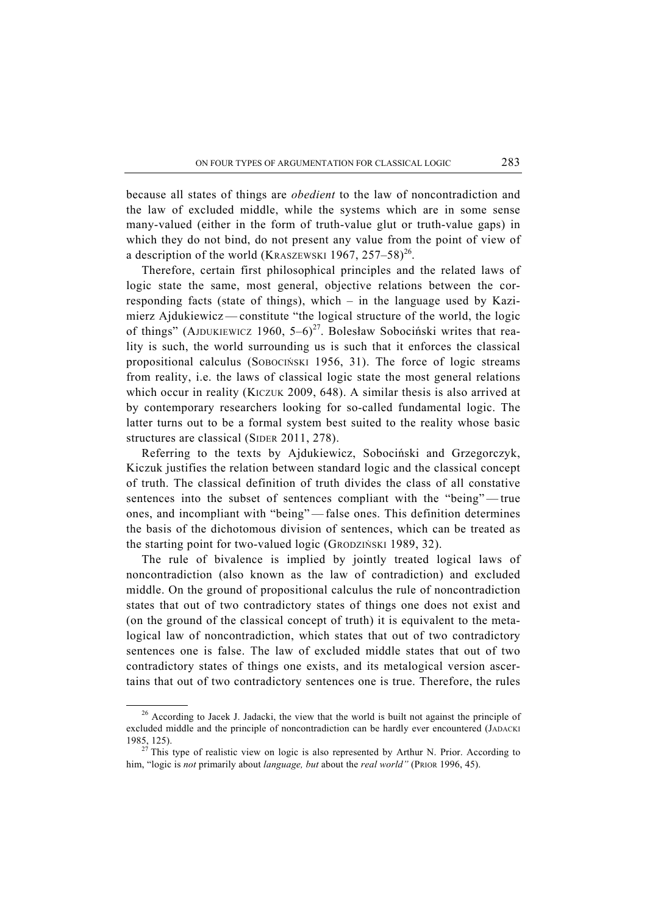because all states of things are *obedient* to the law of noncontradiction and the law of excluded middle, while the systems which are in some sense many-valued (either in the form of truth-value glut or truth-value gaps) in which they do not bind, do not present any value from the point of view of a description of the world (KRASZEWSKI 1967, 257–58)[26].

Therefore, certain first philosophical principles and the related laws of logic state the same, most general, objective relations between the corresponding facts (state of things), which – in the language used by Kazimierz Ajdukiewicz — constitute "the logical structure of the world, the logic of things" (AJDUKIEWICZ 1960, 5–6)[27]. Bolesław Sobociński writes that reality is such, the world surrounding us is such that it enforces the classical propositional calculus (SOBOCIŃSKI 1956, 31). The force of logic streams from reality, i.e. the laws of classical logic state the most general relations which occur in reality (KICZUK 2009, 648). A similar thesis is also arrived at by contemporary researchers looking for so-called fundamental logic. The latter turns out to be a formal system best suited to the reality whose basic structures are classical (SIDER 2011, 278).

Referring to the texts by Ajdukiewicz, Sobociński and Grzegorczyk, Kiczuk justifies the relation between standard logic and the classical concept of truth. The classical definition of truth divides the class of all constative sentences into the subset of sentences compliant with the "being" — true ones, and incompliant with "being" — false ones. This definition determines the basis of the dichotomous division of sentences, which can be treated as the starting point for two-valued logic (GRODZIŃSKI 1989, 32).

The rule of bivalence is implied by jointly treated logical laws of noncontradiction (also known as the law of contradiction) and excluded middle. On the ground of propositional calculus the rule of noncontradiction states that out of two contradictory states of things one does not exist and (on the ground of the classical concept of truth) it is equivalent to the metalogical law of noncontradiction, which states that out of two contradictory sentences one is false. The law of excluded middle states that out of two contradictory states of things one exists, and its metalogical version ascertains that out of two contradictory sentences one is true. Therefore, the rules

---

[26] According to Jacek J. Jadacki, the view that the world is built not against the principle of excluded middle and the principle of noncontradiction can be hardly ever encountered (JADACKI 1985, 125).

[27] This type of realistic view on logic is also represented by Arthur N. Prior. According to him, "logic is *not* primarily about *language, but* about the *real world"* (PRIOR 1996, 45).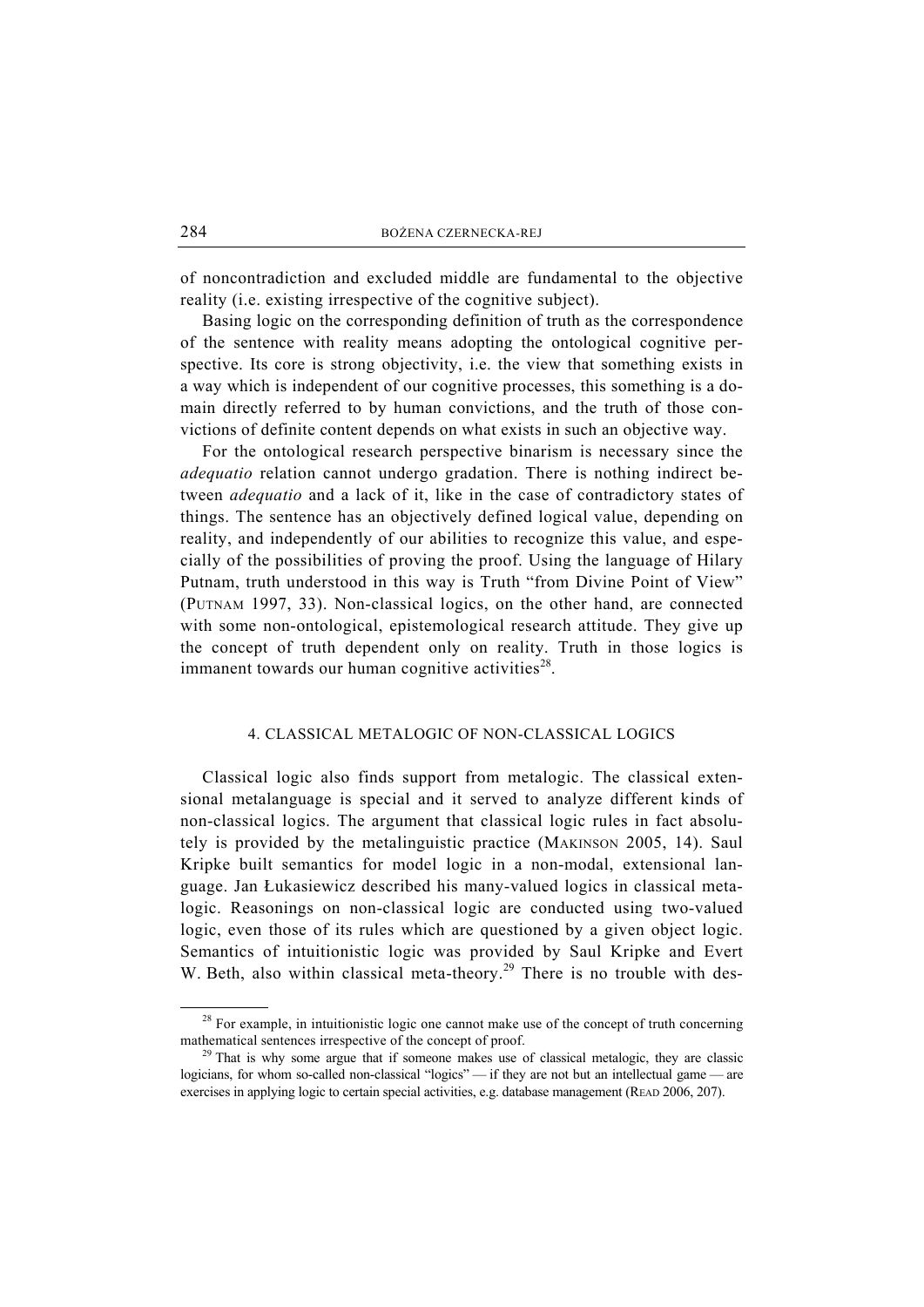of noncontradiction and excluded middle are fundamental to the objective reality (i.e. existing irrespective of the cognitive subject).

Basing logic on the corresponding definition of truth as the correspondence of the sentence with reality means adopting the ontological cognitive perspective. Its core is strong objectivity, i.e. the view that something exists in a way which is independent of our cognitive processes, this something is a domain directly referred to by human convictions, and the truth of those convictions of definite content depends on what exists in such an objective way.

For the ontological research perspective binarism is necessary since the *adequatio* relation cannot undergo gradation. There is nothing indirect between *adequatio* and a lack of it, like in the case of contradictory states of things. The sentence has an objectively defined logical value, depending on reality, and independently of our abilities to recognize this value, and especially of the possibilities of proving the proof. Using the language of Hilary Putnam, truth understood in this way is Truth "from Divine Point of View" (PUTNAM 1997, 33). Non-classical logics, on the other hand, are connected with some non-ontological, epistemological research attitude. They give up the concept of truth dependent only on reality. Truth in those logics is immanent towards our human cognitive activities[28].

## 4. CLASSICAL METALOGIC OF NON-CLASSICAL LOGICS

Classical logic also finds support from metalogic. The classical extensional metalanguage is special and it served to analyze different kinds of non-classical logics. The argument that classical logic rules in fact absolutely is provided by the metalinguistic practice (MAKINSON 2005, 14). Saul Kripke built semantics for model logic in a non-modal, extensional language. Jan Łukasiewicz described his many-valued logics in classical metalogic. Reasonings on non-classical logic are conducted using two-valued logic, even those of its rules which are questioned by a given object logic. Semantics of intuitionistic logic was provided by Saul Kripke and Evert W. Beth, also within classical meta-theory.[29] There is no trouble with des-

---

[28] For example, in intuitionistic logic one cannot make use of the concept of truth concerning mathematical sentences irrespective of the concept of proof.

[29] That is why some argue that if someone makes use of classical metalogic, they are classic logicians, for whom so-called non-classical "logics" — if they are not but an intellectual game — are exercises in applying logic to certain special activities, e.g. database management (READ 2006, 207).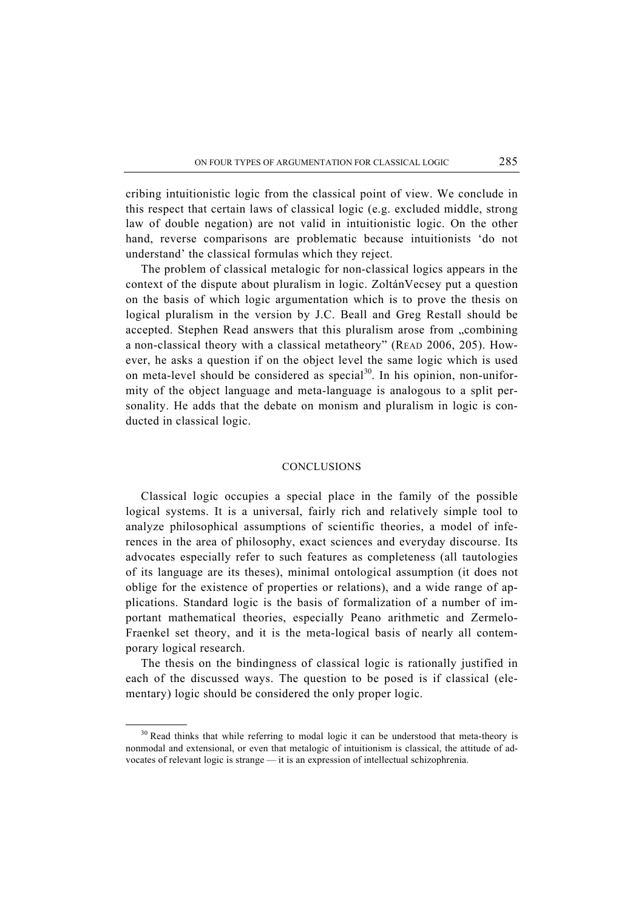cribing intuitionistic logic from the classical point of view. We conclude in this respect that certain laws of classical logic (e.g. excluded middle, strong law of double negation) are not valid in intuitionistic logic. On the other hand, reverse comparisons are problematic because intuitionists 'do not understand' the classical formulas which they reject.

The problem of classical metalogic for non-classical logics appears in the context of the dispute about pluralism in logic. ZoltánVecsey put a question on the basis of which logic argumentation which is to prove the thesis on logical pluralism in the version by J.C. Beall and Greg Restall should be accepted. Stephen Read answers that this pluralism arose from „combining a non-classical theory with a classical metatheory" (READ 2006, 205). However, he asks a question if on the object level the same logic which is used on meta-level should be considered as special[30]. In his opinion, non-uniformity of the object language and meta-language is analogous to a split personality. He adds that the debate on monism and pluralism in logic is conducted in classical logic.

## CONCLUSIONS

Classical logic occupies a special place in the family of the possible logical systems. It is a universal, fairly rich and relatively simple tool to analyze philosophical assumptions of scientific theories, a model of inferences in the area of philosophy, exact sciences and everyday discourse. Its advocates especially refer to such features as completeness (all tautologies of its language are its theses), minimal ontological assumption (it does not oblige for the existence of properties or relations), and a wide range of applications. Standard logic is the basis of formalization of a number of important mathematical theories, especially Peano arithmetic and Zermelo-Fraenkel set theory, and it is the meta-logical basis of nearly all contemporary logical research.

The thesis on the bindingness of classical logic is rationally justified in each of the discussed ways. The question to be posed is if classical (elementary) logic should be considered the only proper logic.

---

[30] Read thinks that while referring to modal logic it can be understood that meta-theory is nonmodal and extensional, or even that metalogic of intuitionism is classical, the attitude of advocates of relevant logic is strange — it is an expression of intellectual schizophrenia.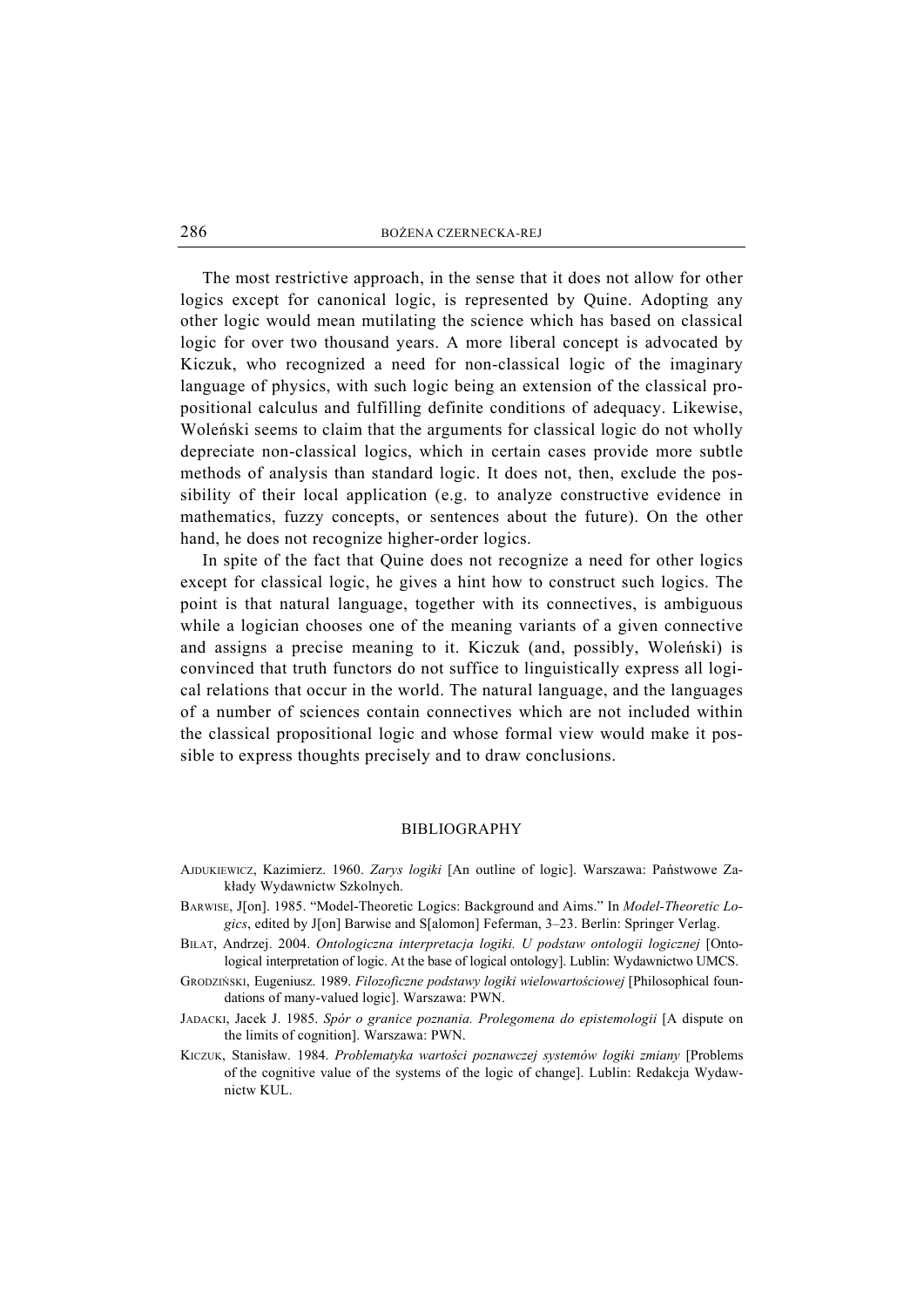The most restrictive approach, in the sense that it does not allow for other logics except for canonical logic, is represented by Quine. Adopting any other logic would mean mutilating the science which has based on classical logic for over two thousand years. A more liberal concept is advocated by Kiczuk, who recognized a need for non-classical logic of the imaginary language of physics, with such logic being an extension of the classical propositional calculus and fulfilling definite conditions of adequacy. Likewise, Woleński seems to claim that the arguments for classical logic do not wholly depreciate non-classical logics, which in certain cases provide more subtle methods of analysis than standard logic. It does not, then, exclude the possibility of their local application (e.g. to analyze constructive evidence in mathematics, fuzzy concepts, or sentences about the future). On the other hand, he does not recognize higher-order logics.

In spite of the fact that Quine does not recognize a need for other logics except for classical logic, he gives a hint how to construct such logics. The point is that natural language, together with its connectives, is ambiguous while a logician chooses one of the meaning variants of a given connective and assigns a precise meaning to it. Kiczuk (and, possibly, Woleński) is convinced that truth functors do not suffice to linguistically express all logical relations that occur in the world. The natural language, and the languages of a number of sciences contain connectives which are not included within the classical propositional logic and whose formal view would make it possible to express thoughts precisely and to draw conclusions.

## BIBLIOGRAPHY

AJDUKIEWICZ, Kazimierz. 1960. *Zarys logiki* [An outline of logic]. Warszawa: Państwowe Zakłady Wydawnictw Szkolnych.

BARWISE, J[on]. 1985. "Model-Theoretic Logics: Background and Aims." In *Model-Theoretic Logics*, edited by J[on] Barwise and S[alomon] Feferman, 3–23. Berlin: Springer Verlag.

BIŁAT, Andrzej. 2004. *Ontologiczna interpretacja logiki. U podstaw ontologii logicznej* [Ontological interpretation of logic. At the base of logical ontology]. Lublin: Wydawnictwo UMCS.

GRODZIŃSKI, Eugeniusz. 1989. *Filozoficzne podstawy logiki wielowartościowej* [Philosophical foundations of many-valued logic]. Warszawa: PWN.

JADACKI, Jacek J. 1985. *Spór o granice poznania. Prolegomena do epistemologii* [A dispute on the limits of cognition]. Warszawa: PWN.

KICZUK, Stanisław. 1984. *Problematyka wartości poznawczej systemów logiki zmiany* [Problems of the cognitive value of the systems of the logic of change]. Lublin: Redakcja Wydawnictw KUL.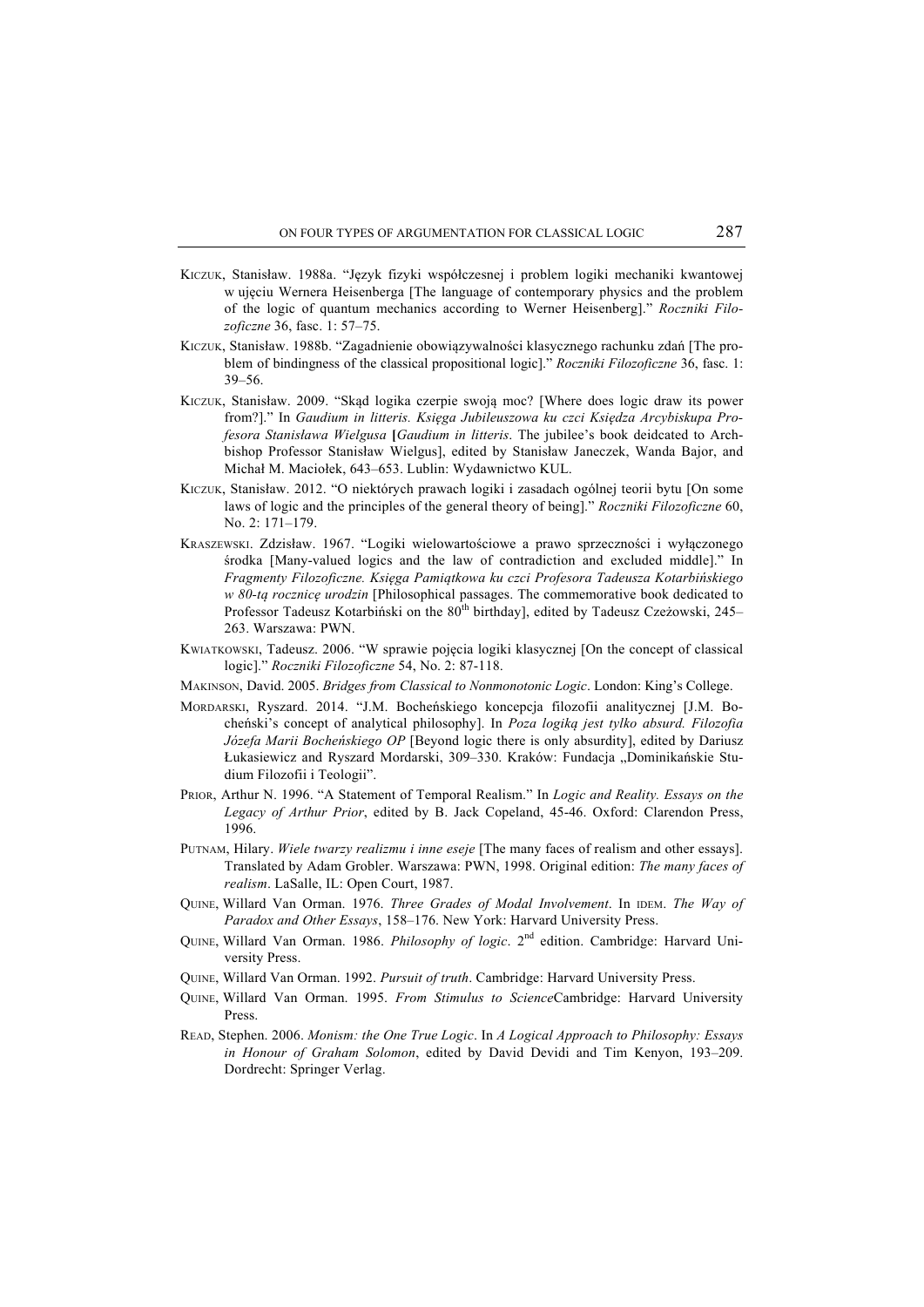KICZUK, Stanisław. 1988a. "Język fizyki współczesnej i problem logiki mechaniki kwantowej w ujęciu Wernera Heisenberga [The language of contemporary physics and the problem of the logic of quantum mechanics according to Werner Heisenberg]." *Roczniki Filozoficzne* 36, fasc. 1: 57–75.

KICZUK, Stanisław. 1988b. "Zagadnienie obowiązywalności klasycznego rachunku zdań [The problem of bindingness of the classical propositional logic]." *Roczniki Filozoficzne* 36, fasc. 1: 39–56.

KICZUK, Stanisław. 2009. "Skąd logika czerpie swoją moc? [Where does logic draw its power from?]." In *Gaudium in litteris. Księga Jubileuszowa ku czci Księdza Arcybiskupa Profesora Stanisława Wielgusa* **[***Gaudium in litteris*. The jubilee's book deidcated to Archbishop Professor Stanisław Wielgus], edited by Stanisław Janeczek, Wanda Bajor, and Michał M. Maciołek, 643–653. Lublin: Wydawnictwo KUL.

KICZUK, Stanisław. 2012. "O niektórych prawach logiki i zasadach ogólnej teorii bytu [On some laws of logic and the principles of the general theory of being]." *Roczniki Filozoficzne* 60, No. 2: 171–179.

KRASZEWSKI. Zdzisław. 1967. "Logiki wielowartościowe a prawo sprzeczności i wyłączonego środka [Many-valued logics and the law of contradiction and excluded middle]." In *Fragmenty Filozoficzne. Księga Pamiątkowa ku czci Profesora Tadeusza Kotarbińskiego w 80-tą rocznicę urodzin* [Philosophical passages. The commemorative book dedicated to Professor Tadeusz Kotarbiński on the 80th birthday], edited by Tadeusz Czeżowski, 245–263. Warszawa: PWN.

KWIATKOWSKI, Tadeusz. 2006. "W sprawie pojęcia logiki klasycznej [On the concept of classical logic]." *Roczniki Filozoficzne* 54, No. 2: 87-118.

MAKINSON, David. 2005. *Bridges from Classical to Nonmonotonic Logic*. London: King's College.

MORDARSKI, Ryszard. 2014. "J.M. Bocheńskiego koncepcja filozofii analitycznej [J.M. Bocheński's concept of analytical philosophy]. In *Poza logiką jest tylko absurd. Filozofia Józefa Marii Bocheńskiego OP* [Beyond logic there is only absurdity], edited by Dariusz Łukasiewicz and Ryszard Mordarski, 309–330. Kraków: Fundacja „Dominikańskie Studium Filozofii i Teologii".

PRIOR, Arthur N. 1996. "A Statement of Temporal Realism." In *Logic and Reality. Essays on the Legacy of Arthur Prior*, edited by B. Jack Copeland, 45-46. Oxford: Clarendon Press, 1996.

PUTNAM, Hilary. *Wiele twarzy realizmu i inne eseje* [The many faces of realism and other essays]. Translated by Adam Grobler. Warszawa: PWN, 1998. Original edition: *The many faces of realism*. LaSalle, IL: Open Court, 1987.

QUINE, Willard Van Orman. 1976. *Three Grades of Modal Involvement*. In IDEM. *The Way of Paradox and Other Essays*, 158–176. New York: Harvard University Press.

QUINE, Willard Van Orman. 1986. *Philosophy of logic*. 2nd edition. Cambridge: Harvard University Press.

QUINE, Willard Van Orman. 1992. *Pursuit of truth*. Cambridge: Harvard University Press.

QUINE, Willard Van Orman. 1995. *From Stimulus to Science*Cambridge: Harvard University Press.

READ, Stephen. 2006. *Monism: the One True Logic*. In *A Logical Approach to Philosophy: Essays in Honour of Graham Solomon*, edited by David Devidi and Tim Kenyon, 193–209. Dordrecht: Springer Verlag.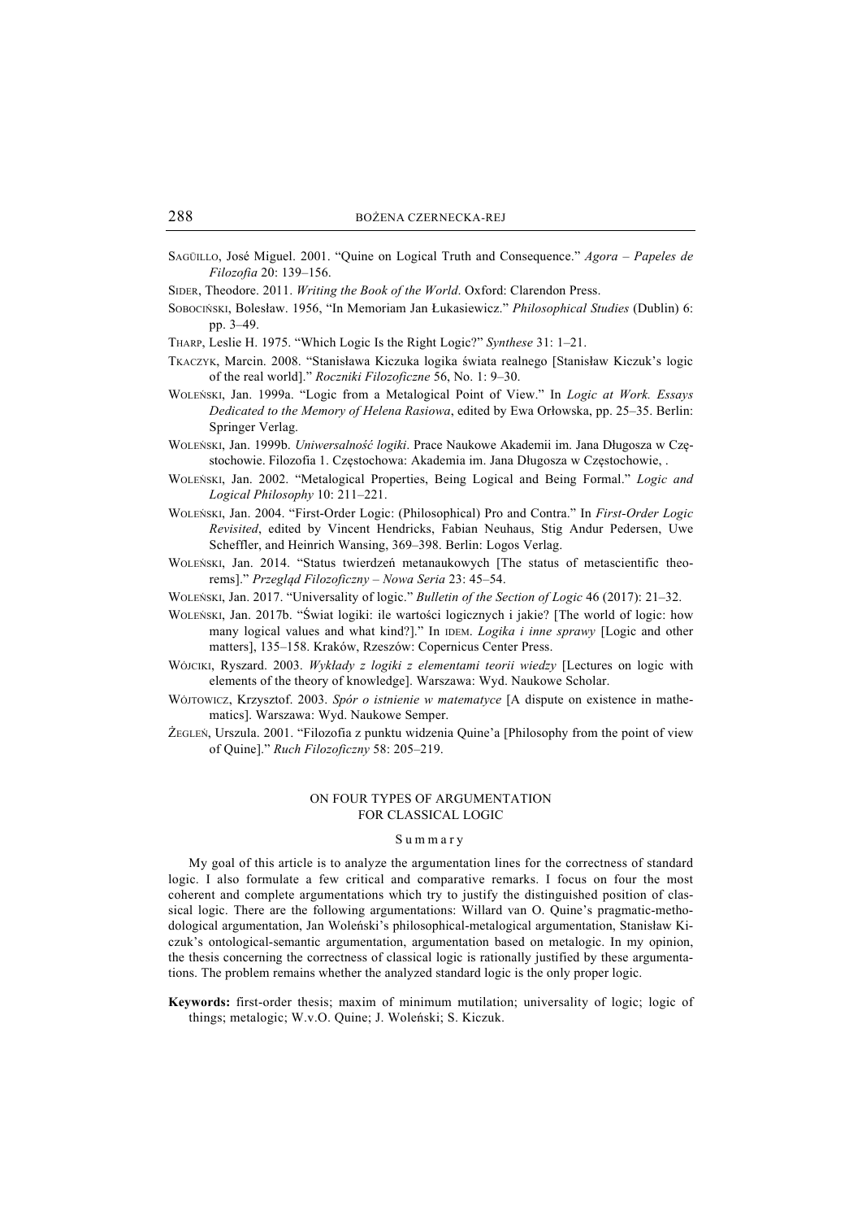SAGÜILLO, José Miguel. 2001. "Quine on Logical Truth and Consequence." *Agora – Papeles de Filozofia* 20: 139–156.

SIDER, Theodore. 2011. *Writing the Book of the World*. Oxford: Clarendon Press.

SOBOCIŃSKI, Bolesław. 1956, "In Memoriam Jan Łukasiewicz." *Philosophical Studies* (Dublin) 6: pp. 3–49.

THARP, Leslie H. 1975. "Which Logic Is the Right Logic?" *Synthese* 31: 1–21.

TKACZYK, Marcin. 2008. "Stanisława Kiczuka logika świata realnego [Stanisław Kiczuk's logic of the real world]." *Roczniki Filozoficzne* 56, No. 1: 9–30.

WOLEŃSKI, Jan. 1999a. "Logic from a Metalogical Point of View." In *Logic at Work. Essays Dedicated to the Memory of Helena Rasiowa*, edited by Ewa Orłowska, pp. 25–35. Berlin: Springer Verlag.

WOLEŃSKI, Jan. 1999b. *Uniwersalność logiki*. Prace Naukowe Akademii im. Jana Długosza w Częstochowie. Filozofia 1. Częstochowa: Akademia im. Jana Długosza w Częstochowie, .

WOLEŃSKI, Jan. 2002. "Metalogical Properties, Being Logical and Being Formal." *Logic and Logical Philosophy* 10: 211–221.

WOLEŃSKI, Jan. 2004. "First-Order Logic: (Philosophical) Pro and Contra." In *First-Order Logic Revisited*, edited by Vincent Hendricks, Fabian Neuhaus, Stig Andur Pedersen, Uwe Scheffler, and Heinrich Wansing, 369–398. Berlin: Logos Verlag.

WOLEŃSKI, Jan. 2014. "Status twierdzeń metanaukowych [The status of metascientific theorems]." *Przegląd Filozoficzny – Nowa Seria* 23: 45–54.

WOLEŃSKI, Jan. 2017. "Universality of logic." *Bulletin of the Section of Logic* 46 (2017): 21–32.

WOLEŃSKI, Jan. 2017b. "Świat logiki: ile wartości logicznych i jakie? [The world of logic: how many logical values and what kind?]." In IDEM. *Logika i inne sprawy* [Logic and other matters], 135–158. Kraków, Rzeszów: Copernicus Center Press.

WÓJCICKI, Ryszard. 2003. *Wykłady z logiki z elementami teorii wiedzy* [Lectures on logic with elements of the theory of knowledge]. Warszawa: Wyd. Naukowe Scholar.

WÓJTOWICZ, Krzysztof. 2003. *Spór o istnienie w matematyce* [A dispute on existence in mathematics]. Warszawa: Wyd. Naukowe Semper.

ŻEGLEŃ, Urszula. 2001. "Filozofia z punktu widzenia Quine'a [Philosophy from the point of view of Quine]." *Ruch Filozoficzny* 58: 205–219.

## ON FOUR TYPES OF ARGUMENTATION FOR CLASSICAL LOGIC

### Summary

My goal of this article is to analyze the argumentation lines for the correctness of standard logic. I also formulate a few critical and comparative remarks. I focus on four the most coherent and complete argumentations which try to justify the distinguished position of classical logic. There are the following argumentations: Willard van O. Quine's pragmatic-methodological argumentation, Jan Woleński's philosophical-metalogical argumentation, Stanisław Kiczuk's ontological-semantic argumentation, argumentation based on metalogic. In my opinion, the thesis concerning the correctness of classical logic is rationally justified by these argumentations. The problem remains whether the analyzed standard logic is the only proper logic.

**Keywords:** first-order thesis; maxim of minimum mutilation; universality of logic; logic of things; metalogic; W.v.O. Quine; J. Woleński; S. Kiczuk.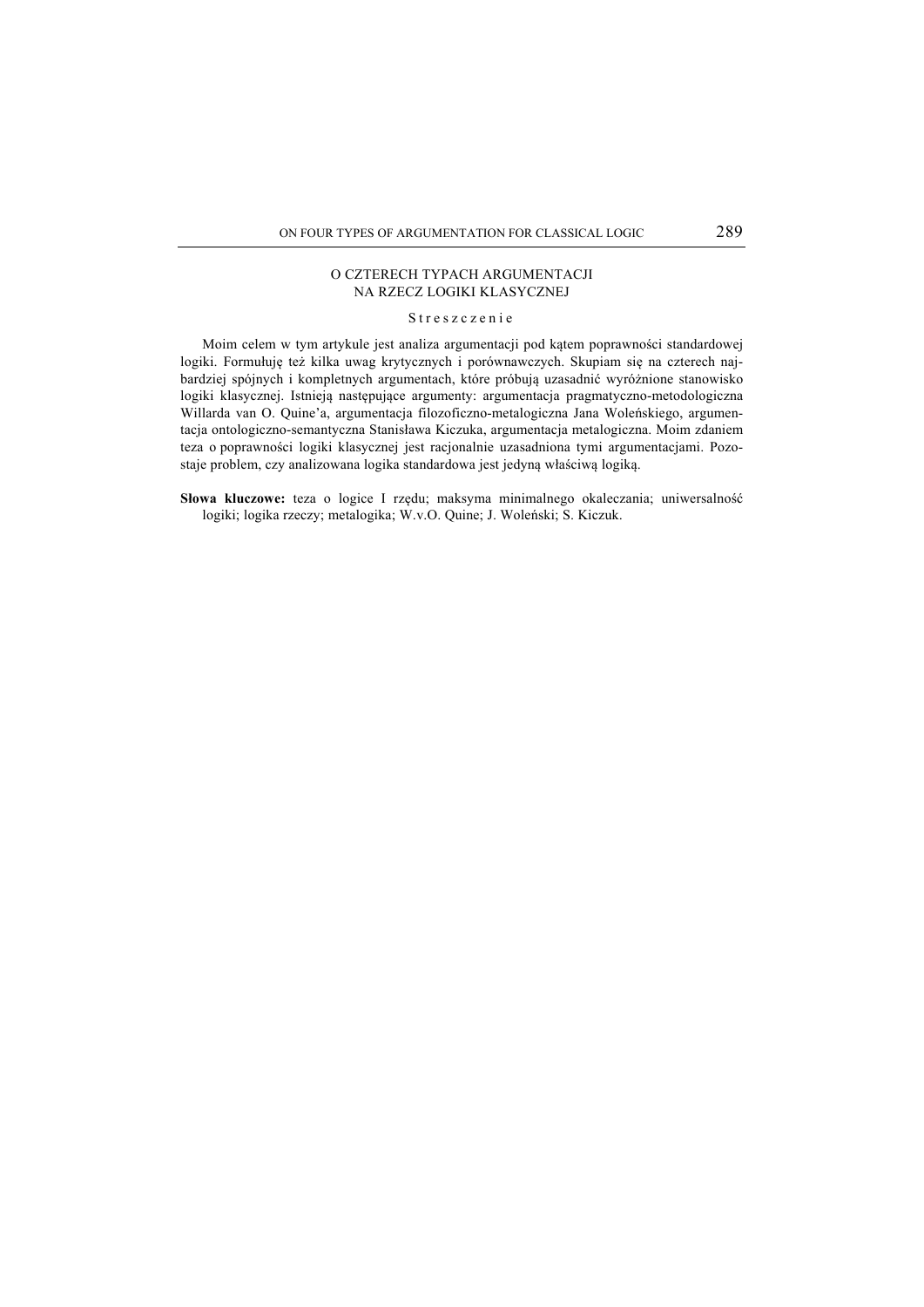## O CZTERECH TYPACH ARGUMENTACJI NA RZECZ LOGIKI KLASYCZNEJ

### Streszczenie

Moim celem w tym artykule jest analiza argumentacji pod kątem poprawności standardowej logiki. Formułuję też kilka uwag krytycznych i porównawczych. Skupiam się na czterech najbardziej spójnych i kompletnych argumentach, które próbują uzasadnić wyróżnione stanowisko logiki klasycznej. Istnieją następujące argumenty: argumentacja pragmatyczno-metodologiczna Willarda van O. Quine'a, argumentacja filozoficzno-metalogiczna Jana Woleńskiego, argumentacja ontologiczno-semantyczna Stanisława Kiczuka, argumentacja metalogiczna. Moim zdaniem teza o poprawności logiki klasycznej jest racjonalnie uzasadniona tymi argumentacjami. Pozostaje problem, czy analizowana logika standardowa jest jedyną właściwą logiką.

**Słowa kluczowe:** teza o logice I rzędu; maksyma minimalnego okaleczania; uniwersalność logiki; logika rzeczy; metalogika; W.v.O. Quine; J. Woleński; S. Kiczuk.